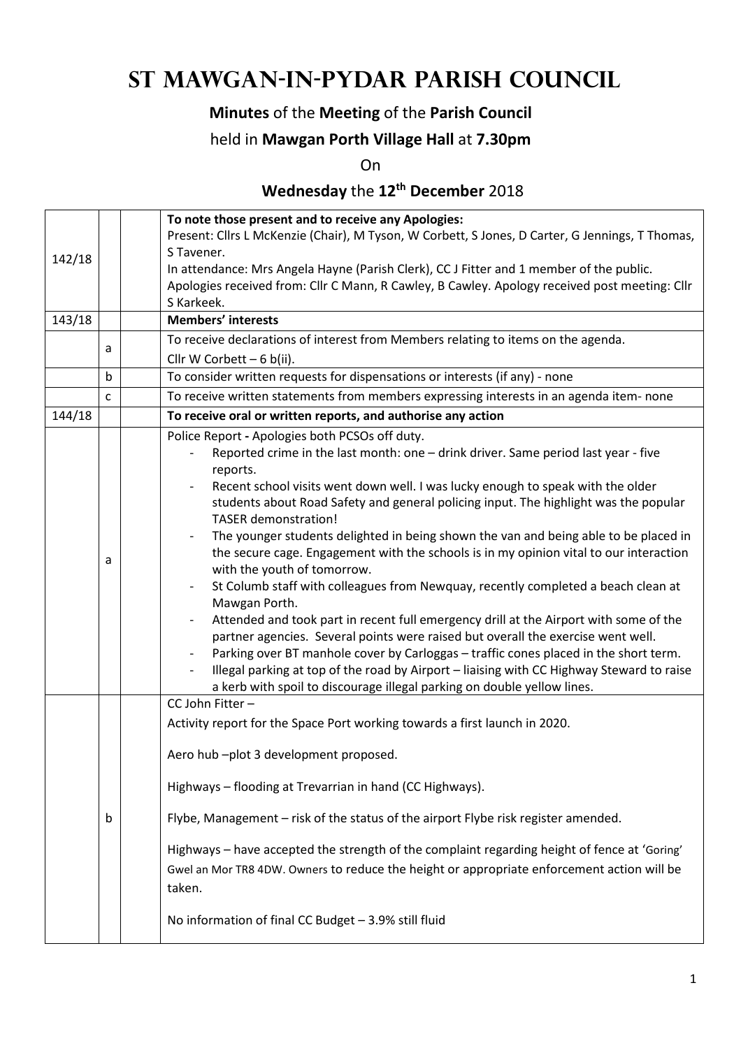# St Mawgan-in-Pydar Parish Council

**Minutes** of the **Meeting** of the **Parish Council**

held in **Mawgan Porth Village Hall** at **7.30pm**

On

**Wednesday** the **12th December** 2018

| | | | |
|---|---|---|---|
| 142/18 | | | **To note those present and to receive any Apologies:**<br>Present: Cllrs L McKenzie (Chair), M Tyson, W Corbett, S Jones, D Carter, G Jennings, T Thomas, S Tavener.<br>In attendance: Mrs Angela Hayne (Parish Clerk), CC J Fitter and 1 member of the public.<br>Apologies received from: Cllr C Mann, R Cawley, B Cawley. Apology received post meeting: Cllr S Karkeek. |
| 143/18 | | | **Members' interests** |
| | a | | To receive declarations of interest from Members relating to items on the agenda.<br>Cllr W Corbett – 6 b(ii). |
| | b | | To consider written requests for dispensations or interests (if any) - none |
| | c | | To receive written statements from members expressing interests in an agenda item- none |
| 144/18 | | | **To receive oral or written reports, and authorise any action** |
| | a | | Police Report **-** Apologies both PCSOs off duty.<br>- Reported crime in the last month: one – drink driver. Same period last year - five reports.<br>- Recent school visits went down well. I was lucky enough to speak with the older students about Road Safety and general policing input. The highlight was the popular TASER demonstration!<br>- The younger students delighted in being shown the van and being able to be placed in the secure cage. Engagement with the schools is in my opinion vital to our interaction with the youth of tomorrow.<br>- St Columb staff with colleagues from Newquay, recently completed a beach clean at Mawgan Porth.<br>- Attended and took part in recent full emergency drill at the Airport with some of the partner agencies. Several points were raised but overall the exercise went well.<br>- Parking over BT manhole cover by Carloggas – traffic cones placed in the short term.<br>- Illegal parking at top of the road by Airport – liaising with CC Highway Steward to raise a kerb with spoil to discourage illegal parking on double yellow lines. |
| | b | | CC John Fitter –<br>Activity report for the Space Port working towards a first launch in 2020.<br>Aero hub –plot 3 development proposed.<br>Highways – flooding at Trevarrian in hand (CC Highways).<br>Flybe, Management – risk of the status of the airport Flybe risk register amended.<br>Highways – have accepted the strength of the complaint regarding height of fence at 'Goring' Gwel an Mor TR8 4DW. Owners to reduce the height or appropriate enforcement action will be taken.<br>No information of final CC Budget – 3.9% still fluid |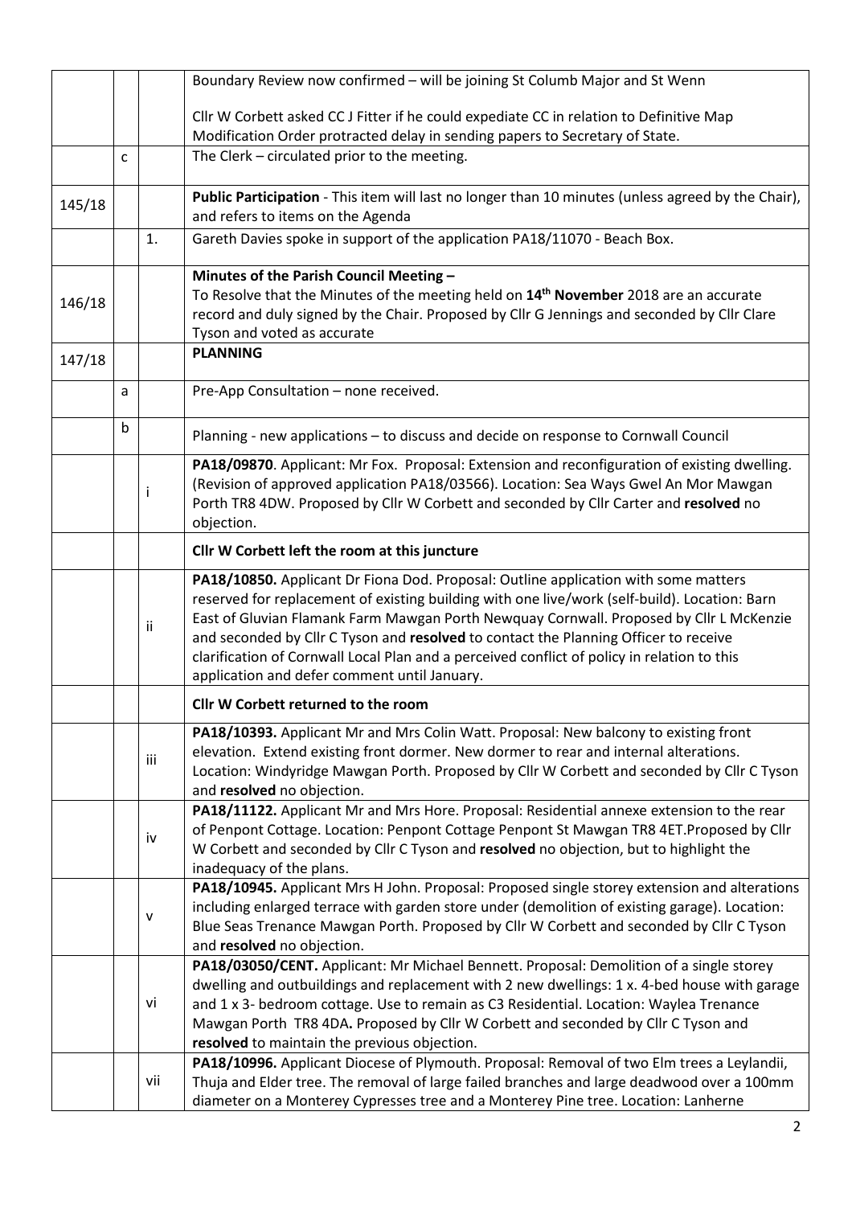| | | | |
|---|---|---|---|
| | | | Boundary Review now confirmed – will be joining St Columb Major and St Wenn<br><br>Cllr W Corbett asked CC J Fitter if he could expediate CC in relation to Definitive Map Modification Order protracted delay in sending papers to Secretary of State. |
| | c | | The Clerk – circulated prior to the meeting. |
| 145/18 | | | **Public Participation** - This item will last no longer than 10 minutes (unless agreed by the Chair), and refers to items on the Agenda |
| | | 1. | Gareth Davies spoke in support of the application PA18/11070 - Beach Box. |
| 146/18 | | | **Minutes of the Parish Council Meeting –**<br>To Resolve that the Minutes of the meeting held on **14th November** 2018 are an accurate record and duly signed by the Chair. Proposed by Cllr G Jennings and seconded by Cllr Clare Tyson and voted as accurate |
| 147/18 | | | **PLANNING** |
| | a | | Pre-App Consultation – none received. |
| | b | | Planning - new applications – to discuss and decide on response to Cornwall Council |
| | | i | **PA18/09870**. Applicant: Mr Fox. Proposal: Extension and reconfiguration of existing dwelling. (Revision of approved application PA18/03566). Location: Sea Ways Gwel An Mor Mawgan Porth TR8 4DW. Proposed by Cllr W Corbett and seconded by Cllr Carter and **resolved** no objection. |
| | | | **Cllr W Corbett left the room at this juncture** |
| | | ii | **PA18/10850.** Applicant Dr Fiona Dod. Proposal: Outline application with some matters reserved for replacement of existing building with one live/work (self-build). Location: Barn East of Gluvian Flamank Farm Mawgan Porth Newquay Cornwall. Proposed by Cllr L McKenzie and seconded by Cllr C Tyson and **resolved** to contact the Planning Officer to receive clarification of Cornwall Local Plan and a perceived conflict of policy in relation to this application and defer comment until January. |
| | | | **Cllr W Corbett returned to the room** |
| | | iii | **PA18/10393.** Applicant Mr and Mrs Colin Watt. Proposal: New balcony to existing front elevation. Extend existing front dormer. New dormer to rear and internal alterations. Location: Windyridge Mawgan Porth. Proposed by Cllr W Corbett and seconded by Cllr C Tyson and **resolved** no objection. |
| | | iv | **PA18/11122.** Applicant Mr and Mrs Hore. Proposal: Residential annexe extension to the rear of Penpont Cottage. Location: Penpont Cottage Penpont St Mawgan TR8 4ET.Proposed by Cllr W Corbett and seconded by Cllr C Tyson and **resolved** no objection, but to highlight the inadequacy of the plans. |
| | | v | **PA18/10945.** Applicant Mrs H John. Proposal: Proposed single storey extension and alterations including enlarged terrace with garden store under (demolition of existing garage). Location: Blue Seas Trenance Mawgan Porth. Proposed by Cllr W Corbett and seconded by Cllr C Tyson and **resolved** no objection. |
| | | vi | **PA18/03050/CENT.** Applicant: Mr Michael Bennett. Proposal: Demolition of a single storey dwelling and outbuildings and replacement with 2 new dwellings: 1 x. 4-bed house with garage and 1 x 3- bedroom cottage. Use to remain as C3 Residential. Location: Waylea Trenance Mawgan Porth TR8 4DA**.** Proposed by Cllr W Corbett and seconded by Cllr C Tyson and **resolved** to maintain the previous objection. |
| | | vii | **PA18/10996.** Applicant Diocese of Plymouth. Proposal: Removal of two Elm trees a Leylandii, Thuja and Elder tree. The removal of large failed branches and large deadwood over a 100mm diameter on a Monterey Cypresses tree and a Monterey Pine tree. Location: Lanherne |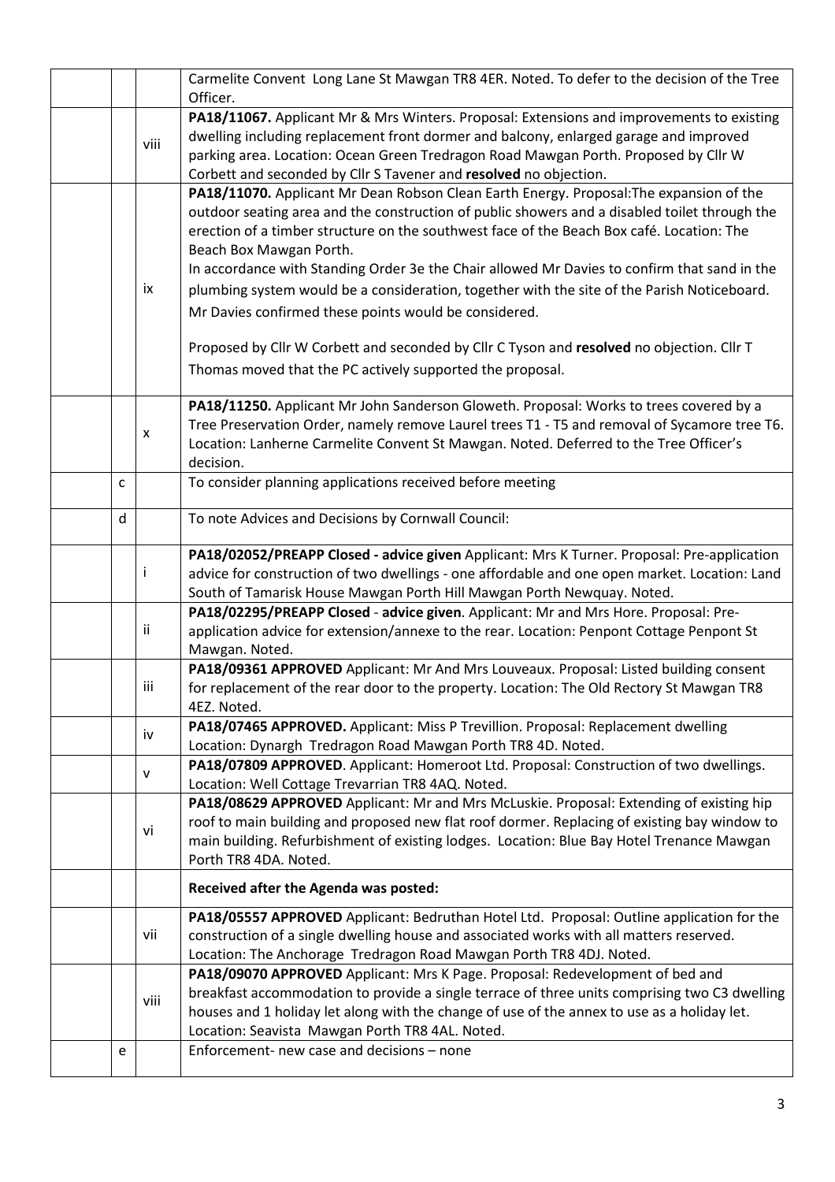| | | | |
|---|---|---|---|
| | | | Carmelite Convent Long Lane St Mawgan TR8 4ER. Noted. To defer to the decision of the Tree Officer. |
| | | viii | **PA18/11067.** Applicant Mr & Mrs Winters. Proposal: Extensions and improvements to existing dwelling including replacement front dormer and balcony, enlarged garage and improved parking area. Location: Ocean Green Tredragon Road Mawgan Porth. Proposed by Cllr W Corbett and seconded by Cllr S Tavener and **resolved** no objection. |
| | | ix | **PA18/11070.** Applicant Mr Dean Robson Clean Earth Energy. Proposal:The expansion of the outdoor seating area and the construction of public showers and a disabled toilet through the erection of a timber structure on the southwest face of the Beach Box café. Location: The Beach Box Mawgan Porth.<br>In accordance with Standing Order 3e the Chair allowed Mr Davies to confirm that sand in the plumbing system would be a consideration, together with the site of the Parish Noticeboard. Mr Davies confirmed these points would be considered.<br><br>Proposed by Cllr W Corbett and seconded by Cllr C Tyson and **resolved** no objection. Cllr T Thomas moved that the PC actively supported the proposal. |
| | | x | **PA18/11250.** Applicant Mr John Sanderson Gloweth. Proposal: Works to trees covered by a Tree Preservation Order, namely remove Laurel trees T1 - T5 and removal of Sycamore tree T6. Location: Lanherne Carmelite Convent St Mawgan. Noted. Deferred to the Tree Officer's decision. |
| | c | | To consider planning applications received before meeting |
| | d | | To note Advices and Decisions by Cornwall Council: |
| | | i | **PA18/02052/PREAPP Closed - advice given** Applicant: Mrs K Turner. Proposal: Pre-application advice for construction of two dwellings - one affordable and one open market. Location: Land South of Tamarisk House Mawgan Porth Hill Mawgan Porth Newquay. Noted. |
| | | ii | **PA18/02295/PREAPP Closed - advice given**. Applicant: Mr and Mrs Hore. Proposal: Pre-application advice for extension/annexe to the rear. Location: Penpont Cottage Penpont St Mawgan. Noted. |
| | | iii | **PA18/09361 APPROVED** Applicant: Mr And Mrs Louveaux. Proposal: Listed building consent for replacement of the rear door to the property. Location: The Old Rectory St Mawgan TR8 4EZ. Noted. |
| | | iv | **PA18/07465 APPROVED.** Applicant: Miss P Trevillion. Proposal: Replacement dwelling Location: Dynargh Tredragon Road Mawgan Porth TR8 4D. Noted. |
| | | v | **PA18/07809 APPROVED**. Applicant: Homeroot Ltd. Proposal: Construction of two dwellings. Location: Well Cottage Trevarrian TR8 4AQ. Noted. |
| | | vi | **PA18/08629 APPROVED** Applicant: Mr and Mrs McLuskie. Proposal: Extending of existing hip roof to main building and proposed new flat roof dormer. Replacing of existing bay window to main building. Refurbishment of existing lodges. Location: Blue Bay Hotel Trenance Mawgan Porth TR8 4DA. Noted. |
| | | | **Received after the Agenda was posted:** |
| | | vii | **PA18/05557 APPROVED** Applicant: Bedruthan Hotel Ltd. Proposal: Outline application for the construction of a single dwelling house and associated works with all matters reserved. Location: The Anchorage Tredragon Road Mawgan Porth TR8 4DJ. Noted. |
| | | viii | **PA18/09070 APPROVED** Applicant: Mrs K Page. Proposal: Redevelopment of bed and breakfast accommodation to provide a single terrace of three units comprising two C3 dwelling houses and 1 holiday let along with the change of use of the annex to use as a holiday let. Location: Seavista Mawgan Porth TR8 4AL. Noted. |
| | e | | Enforcement- new case and decisions – none |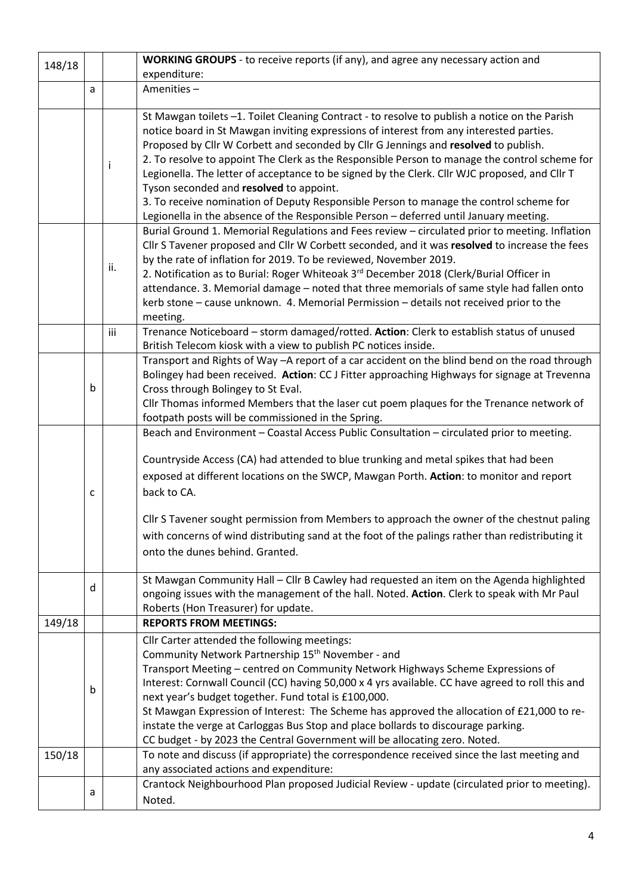| | | | |
|---|---|---|---|
| 148/18 | | | **WORKING GROUPS** - to receive reports (if any), and agree any necessary action and expenditure: |
| | a | | Amenities – |
| | | i | St Mawgan toilets –1. Toilet Cleaning Contract - to resolve to publish a notice on the Parish notice board in St Mawgan inviting expressions of interest from any interested parties. Proposed by Cllr W Corbett and seconded by Cllr G Jennings and **resolved** to publish.<br>2. To resolve to appoint The Clerk as the Responsible Person to manage the control scheme for Legionella. The letter of acceptance to be signed by the Clerk. Cllr WJC proposed, and Cllr T Tyson seconded and **resolved** to appoint.<br>3. To receive nomination of Deputy Responsible Person to manage the control scheme for Legionella in the absence of the Responsible Person – deferred until January meeting. |
| | | ii. | Burial Ground 1. Memorial Regulations and Fees review – circulated prior to meeting. Inflation Cllr S Tavener proposed and Cllr W Corbett seconded, and it was **resolved** to increase the fees by the rate of inflation for 2019. To be reviewed, November 2019.<br>2. Notification as to Burial: Roger Whiteoak 3rd December 2018 (Clerk/Burial Officer in attendance. 3. Memorial damage – noted that three memorials of same style had fallen onto kerb stone – cause unknown. 4. Memorial Permission – details not received prior to the meeting. |
| | | iii | Trenance Noticeboard – storm damaged/rotted. **Action**: Clerk to establish status of unused British Telecom kiosk with a view to publish PC notices inside. |
| | b | | Transport and Rights of Way –A report of a car accident on the blind bend on the road through Bolingey had been received. **Action**: CC J Fitter approaching Highways for signage at Trevenna Cross through Bolingey to St Eval.<br>Cllr Thomas informed Members that the laser cut poem plaques for the Trenance network of footpath posts will be commissioned in the Spring. |
| | c | | Beach and Environment – Coastal Access Public Consultation – circulated prior to meeting.<br><br>Countryside Access (CA) had attended to blue trunking and metal spikes that had been exposed at different locations on the SWCP, Mawgan Porth. **Action**: to monitor and report back to CA.<br><br>Cllr S Tavener sought permission from Members to approach the owner of the chestnut paling with concerns of wind distributing sand at the foot of the palings rather than redistributing it onto the dunes behind. Granted. |
| | d | | St Mawgan Community Hall – Cllr B Cawley had requested an item on the Agenda highlighted ongoing issues with the management of the hall. Noted. **Action**. Clerk to speak with Mr Paul Roberts (Hon Treasurer) for update. |
| 149/18 | | | **REPORTS FROM MEETINGS:** |
| | b | | Cllr Carter attended the following meetings:<br>Community Network Partnership 15th November - and<br>Transport Meeting – centred on Community Network Highways Scheme Expressions of Interest: Cornwall Council (CC) having 50,000 x 4 yrs available. CC have agreed to roll this and next year's budget together. Fund total is £100,000.<br>St Mawgan Expression of Interest: The Scheme has approved the allocation of £21,000 to re-instate the verge at Carloggas Bus Stop and place bollards to discourage parking.<br>CC budget - by 2023 the Central Government will be allocating zero. Noted. |
| 150/18 | | | To note and discuss (if appropriate) the correspondence received since the last meeting and any associated actions and expenditure: |
| | a | | Crantock Neighbourhood Plan proposed Judicial Review - update (circulated prior to meeting). Noted. |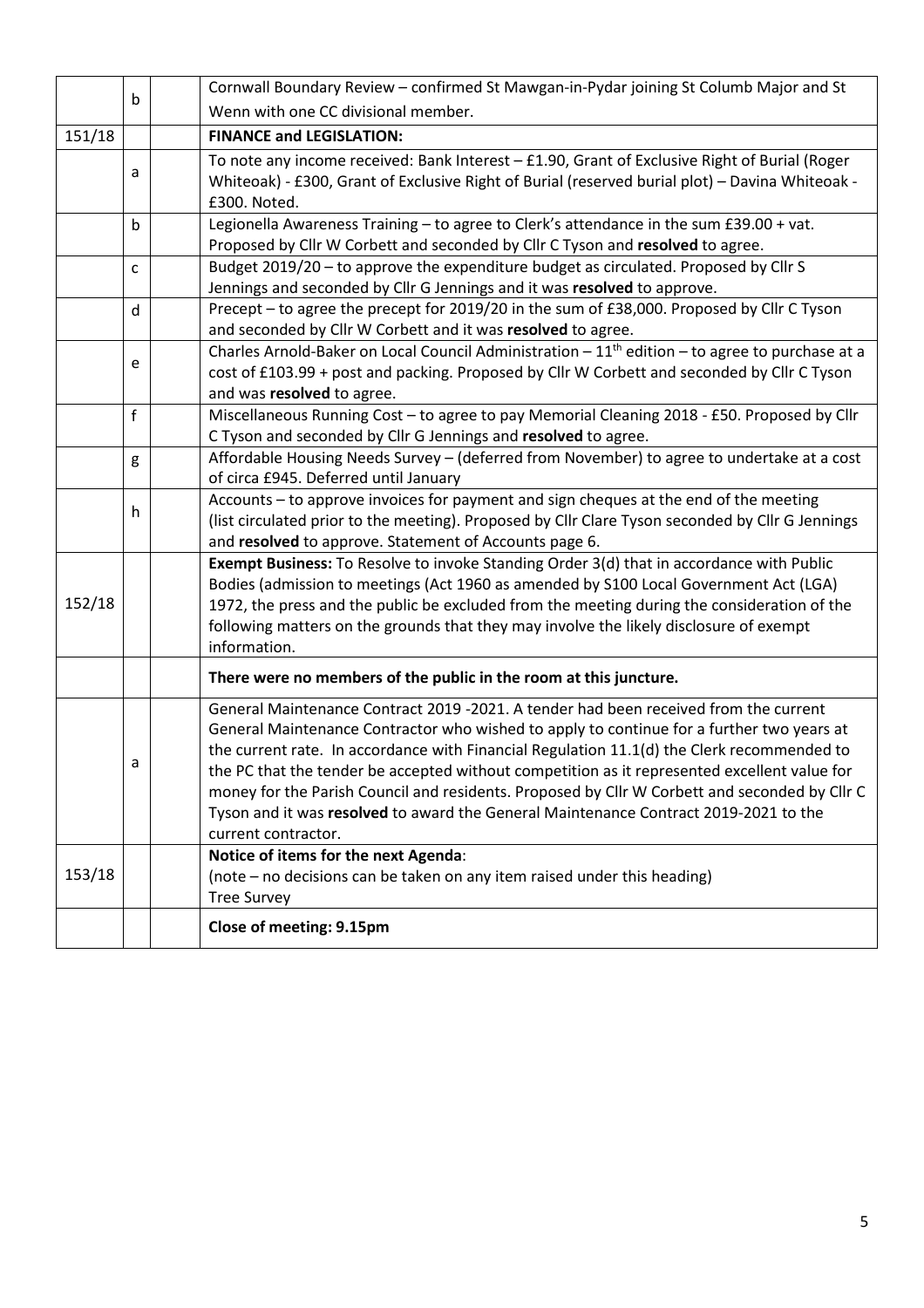|  |  |  |  |
|---|---|---|---|
|  | b |  | Cornwall Boundary Review – confirmed St Mawgan-in-Pydar joining St Columb Major and St Wenn with one CC divisional member. |
| 151/18 |  |  | **FINANCE and LEGISLATION:** |
|  | a |  | To note any income received: Bank Interest – £1.90, Grant of Exclusive Right of Burial (Roger Whiteoak) - £300, Grant of Exclusive Right of Burial (reserved burial plot) – Davina Whiteoak - £300. Noted. |
|  | b |  | Legionella Awareness Training – to agree to Clerk's attendance in the sum £39.00 + vat. Proposed by Cllr W Corbett and seconded by Cllr C Tyson and **resolved** to agree. |
|  | c |  | Budget 2019/20 – to approve the expenditure budget as circulated. Proposed by Cllr S Jennings and seconded by Cllr G Jennings and it was **resolved** to approve. |
|  | d |  | Precept – to agree the precept for 2019/20 in the sum of £38,000. Proposed by Cllr C Tyson and seconded by Cllr W Corbett and it was **resolved** to agree. |
|  | e |  | Charles Arnold-Baker on Local Council Administration – 11th edition – to agree to purchase at a cost of £103.99 + post and packing. Proposed by Cllr W Corbett and seconded by Cllr C Tyson and was **resolved** to agree. |
|  | f |  | Miscellaneous Running Cost – to agree to pay Memorial Cleaning 2018 - £50. Proposed by Cllr C Tyson and seconded by Cllr G Jennings and **resolved** to agree. |
|  | g |  | Affordable Housing Needs Survey – (deferred from November) to agree to undertake at a cost of circa £945. Deferred until January |
|  | h |  | Accounts – to approve invoices for payment and sign cheques at the end of the meeting (list circulated prior to the meeting). Proposed by Cllr Clare Tyson seconded by Cllr G Jennings and **resolved** to approve. Statement of Accounts page 6. |
| 152/18 |  |  | **Exempt Business:** To Resolve to invoke Standing Order 3(d) that in accordance with Public Bodies (admission to meetings (Act 1960 as amended by S100 Local Government Act (LGA) 1972, the press and the public be excluded from the meeting during the consideration of the following matters on the grounds that they may involve the likely disclosure of exempt information. |
|  |  |  | **There were no members of the public in the room at this juncture.** |
|  | a |  | General Maintenance Contract 2019 -2021. A tender had been received from the current General Maintenance Contractor who wished to apply to continue for a further two years at the current rate. In accordance with Financial Regulation 11.1(d) the Clerk recommended to the PC that the tender be accepted without competition as it represented excellent value for money for the Parish Council and residents. Proposed by Cllr W Corbett and seconded by Cllr C Tyson and it was **resolved** to award the General Maintenance Contract 2019-2021 to the current contractor. |
| 153/18 |  |  | **Notice of items for the next Agenda**: (note – no decisions can be taken on any item raised under this heading) Tree Survey |
|  |  |  | **Close of meeting: 9.15pm** |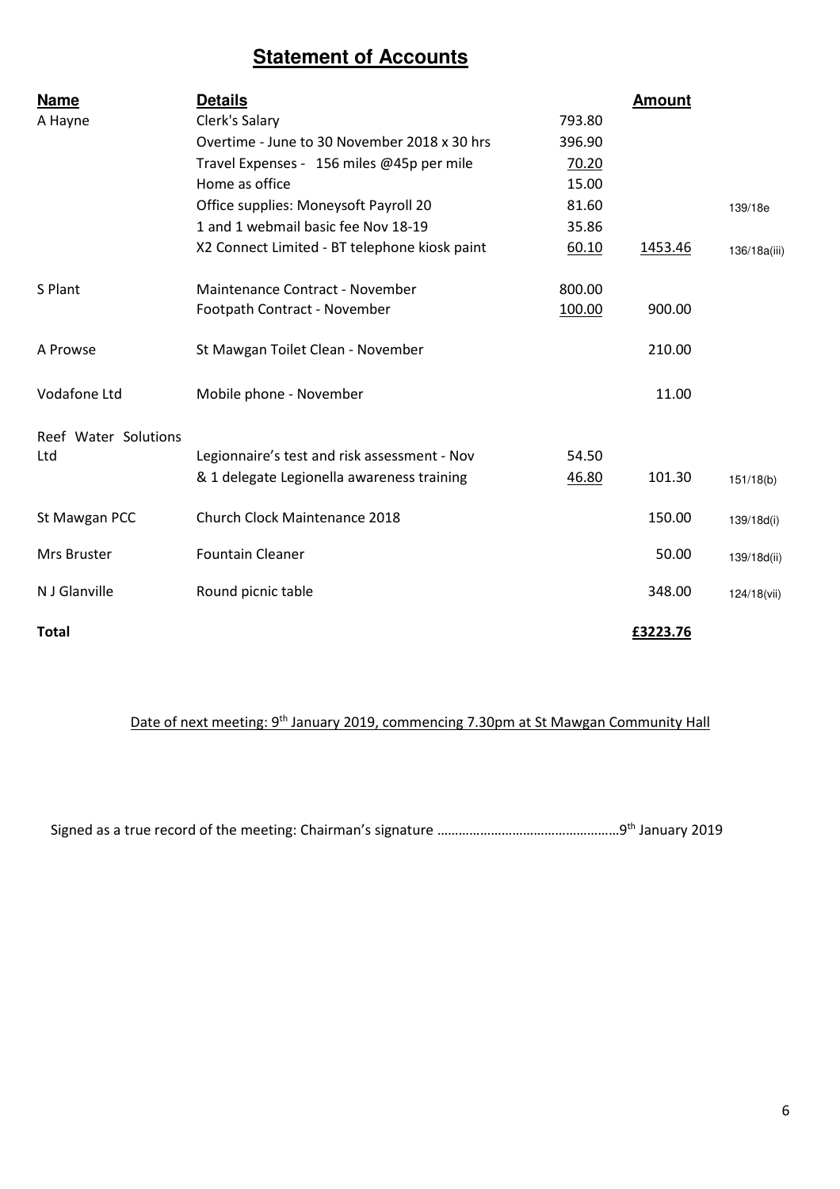## **Statement of Accounts**

| **Name** | **Details** | | **Amount** | |
|---|---|---|---|---|
| A Hayne | Clerk's Salary | 793.80 | | |
| | Overtime - June to 30 November 2018 x 30 hrs | 396.90 | | |
| | Travel Expenses - 156 miles @45p per mile | 70.20 | | |
| | Home as office | 15.00 | | |
| | Office supplies: Moneysoft Payroll 20 | 81.60 | | 139/18e |
| | 1 and 1 webmail basic fee Nov 18-19 | 35.86 | | |
| | X2 Connect Limited - BT telephone kiosk paint | 60.10 | 1453.46 | 136/18a(iii) |
| S Plant | Maintenance Contract - November | 800.00 | | |
| | Footpath Contract - November | 100.00 | 900.00 | |
| A Prowse | St Mawgan Toilet Clean - November | | 210.00 | |
| Vodafone Ltd | Mobile phone - November | | 11.00 | |
| Reef Water Solutions Ltd | Legionnaire's test and risk assessment - Nov | 54.50 | | |
| | & 1 delegate Legionella awareness training | 46.80 | 101.30 | 151/18(b) |
| St Mawgan PCC | Church Clock Maintenance 2018 | | 150.00 | 139/18d(i) |
| Mrs Bruster | Fountain Cleaner | | 50.00 | 139/18d(ii) |
| N J Glanville | Round picnic table | | 348.00 | 124/18(vii) |
| **Total** | | | **£3223.76** | |

Date of next meeting: 9th January 2019, commencing 7.30pm at St Mawgan Community Hall

Signed as a true record of the meeting: Chairman's signature ……………………………………………9th January 2019